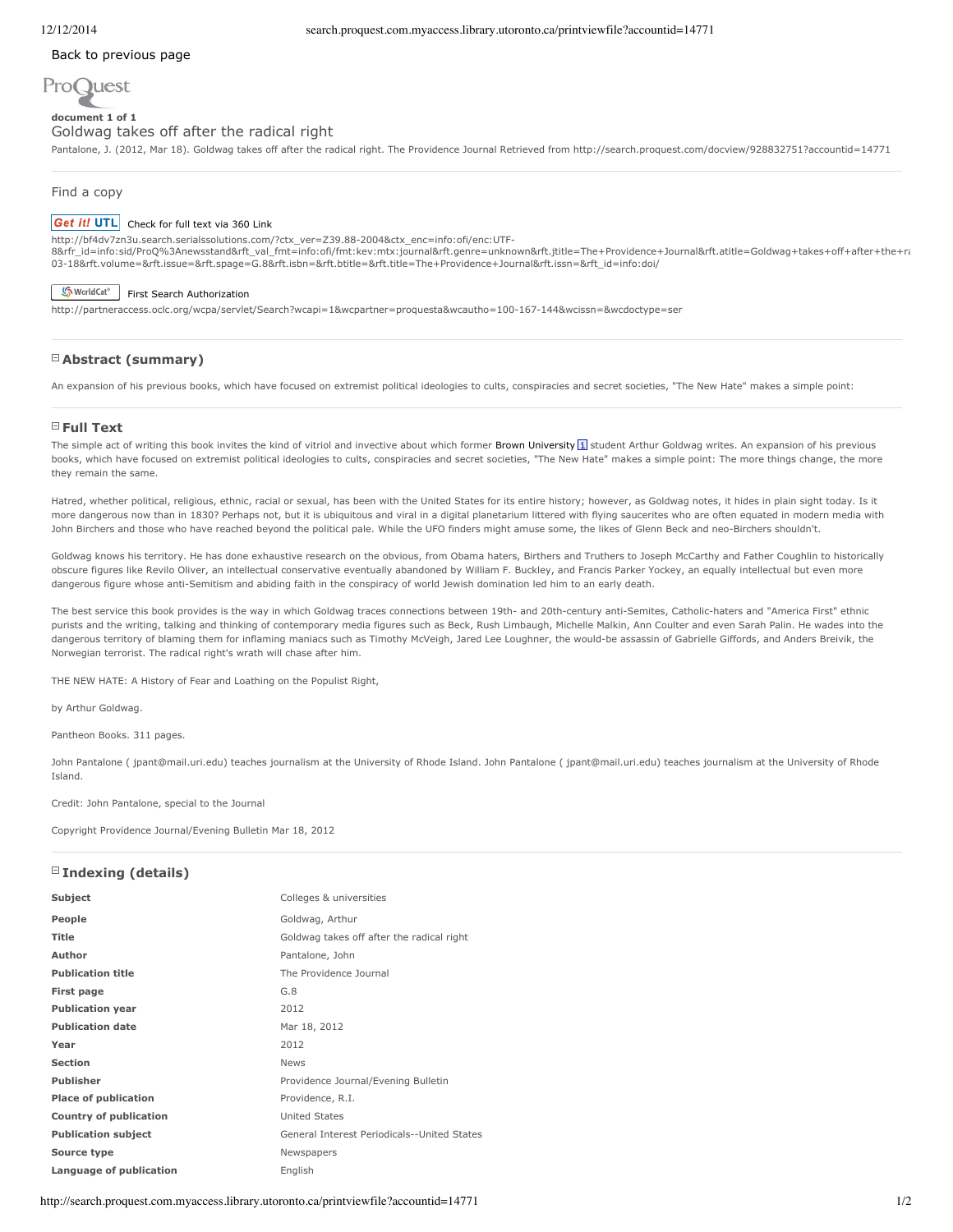Back to previous page

ProQuest

**document 1 of 1**

# Goldwag takes off after the radical right

Pantalone, J. (2012, Mar 18). Goldwag takes off after the radical right. The Providence Journal Retrieved from http://search.proquest.com/docview/928832751?accountid=14771

## Find a copy

Get it! UTL Check for full text via 360 Link

http://bf4dv7zn3u.search.serialssolutions.com/?ctx_ver=Z39.88-2004&ctx_enc=info:ofi/enc:UTF-8&rfr_id=info:sid/ProQ%3Anewsstand&rft_val_fmt=info:ofi/fmt:kev:mtx:journal&rft.genre=unknown&rft.jtitle=The+Providence+Journal&rft.atitle=Goldwag+takes+off+after+the+ra 03-18&rft.volume=&rft.issue=&rft.spage=G.8&rft.isbn=&rft.btitle=&rft.title=The+Providence+Journal&rft.issn=&rft_id=info:doi/

WorldCat First Search Authorization

http://partneraccess.oclc.org/wcpa/servlet/Search?wcapi=1&wcpartner=proquesta&wcautho=100-167-144&wcissn=&wcdoctype=ser

## Abstract (summary)

An expansion of his previous books, which have focused on extremist political ideologies to cults, conspiracies and secret societies, "The New Hate" makes a simple point:

## Full Text

The simple act of writing this book invites the kind of vitriol and invective about which former Brown University student Arthur Goldwag writes. An expansion of his previous books, which have focused on extremist political ideologies to cults, conspiracies and secret societies, "The New Hate" makes a simple point: The more things change, the more they remain the same.

Hatred, whether political, religious, ethnic, racial or sexual, has been with the United States for its entire history; however, as Goldwag notes, it hides in plain sight today. Is it more dangerous now than in 1830? Perhaps not, but it is ubiquitous and viral in a digital planetarium littered with flying saucerites who are often equated in modern media with John Birchers and those who have reached beyond the political pale. While the UFO finders might amuse some, the likes of Glenn Beck and neo-Birchers shouldn't.

Goldwag knows his territory. He has done exhaustive research on the obvious, from Obama haters, Birthers and Truthers to Joseph McCarthy and Father Coughlin to historically obscure figures like Revilo Oliver, an intellectual conservative eventually abandoned by William F. Buckley, and Francis Parker Yockey, an equally intellectual but even more dangerous figure whose anti-Semitism and abiding faith in the conspiracy of world Jewish domination led him to an early death.

The best service this book provides is the way in which Goldwag traces connections between 19th- and 20th-century anti-Semites, Catholic-haters and "America First" ethnic purists and the writing, talking and thinking of contemporary media figures such as Beck, Rush Limbaugh, Michelle Malkin, Ann Coulter and even Sarah Palin. He wades into the dangerous territory of blaming them for inflaming maniacs such as Timothy McVeigh, Jared Lee Loughner, the would-be assassin of Gabrielle Giffords, and Anders Breivik, the Norwegian terrorist. The radical right's wrath will chase after him.

THE NEW HATE: A History of Fear and Loathing on the Populist Right,

by Arthur Goldwag.

Pantheon Books. 311 pages.

John Pantalone ( jpant@mail.uri.edu) teaches journalism at the University of Rhode Island. John Pantalone ( jpant@mail.uri.edu) teaches journalism at the University of Rhode Island.

Credit: John Pantalone, special to the Journal

Copyright Providence Journal/Evening Bulletin Mar 18, 2012

## Indexing (details)

| | |
|---|---|
| **Subject** | Colleges & universities |
| **People** | Goldwag, Arthur |
| **Title** | Goldwag takes off after the radical right |
| **Author** | Pantalone, John |
| **Publication title** | The Providence Journal |
| **First page** | G.8 |
| **Publication year** | 2012 |
| **Publication date** | Mar 18, 2012 |
| **Year** | 2012 |
| **Section** | News |
| **Publisher** | Providence Journal/Evening Bulletin |
| **Place of publication** | Providence, R.I. |
| **Country of publication** | United States |
| **Publication subject** | General Interest Periodicals--United States |
| **Source type** | Newspapers |
| **Language of publication** | English |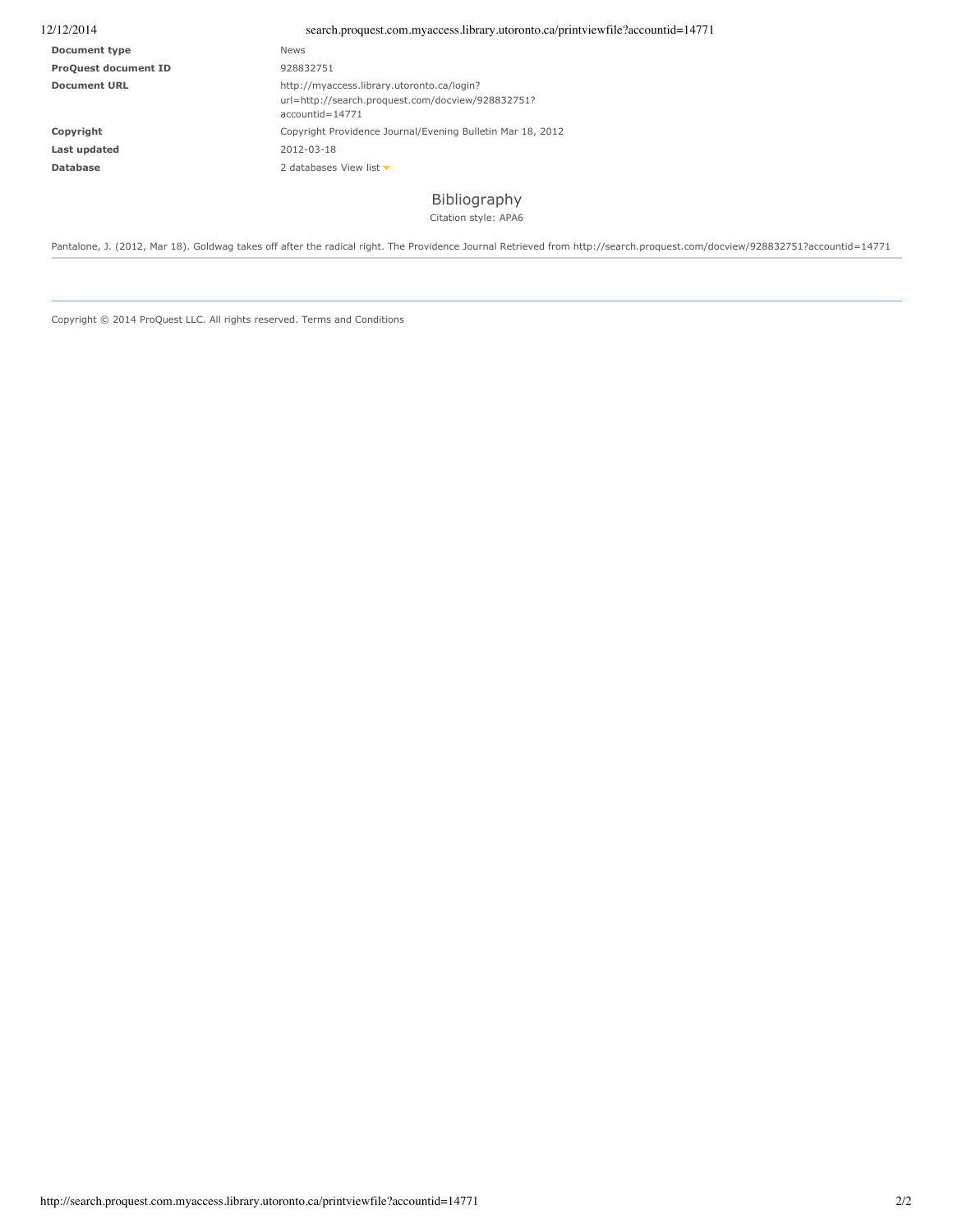| | |
|---|---|
| **Document type** | News |
| **ProQuest document ID** | 928832751 |
| **Document URL** | http://myaccess.library.utoronto.ca/login?url=http://search.proquest.com/docview/928832751?accountid=14771 |
| **Copyright** | Copyright Providence Journal/Evening Bulletin Mar 18, 2012 |
| **Last updated** | 2012-03-18 |
| **Database** | 2 databases View list |

## Bibliography

Citation style: APA6

Pantalone, J. (2012, Mar 18). Goldwag takes off after the radical right. The Providence Journal Retrieved from http://search.proquest.com/docview/928832751?accountid=14771

---

Copyright © 2014 ProQuest LLC. All rights reserved. Terms and Conditions